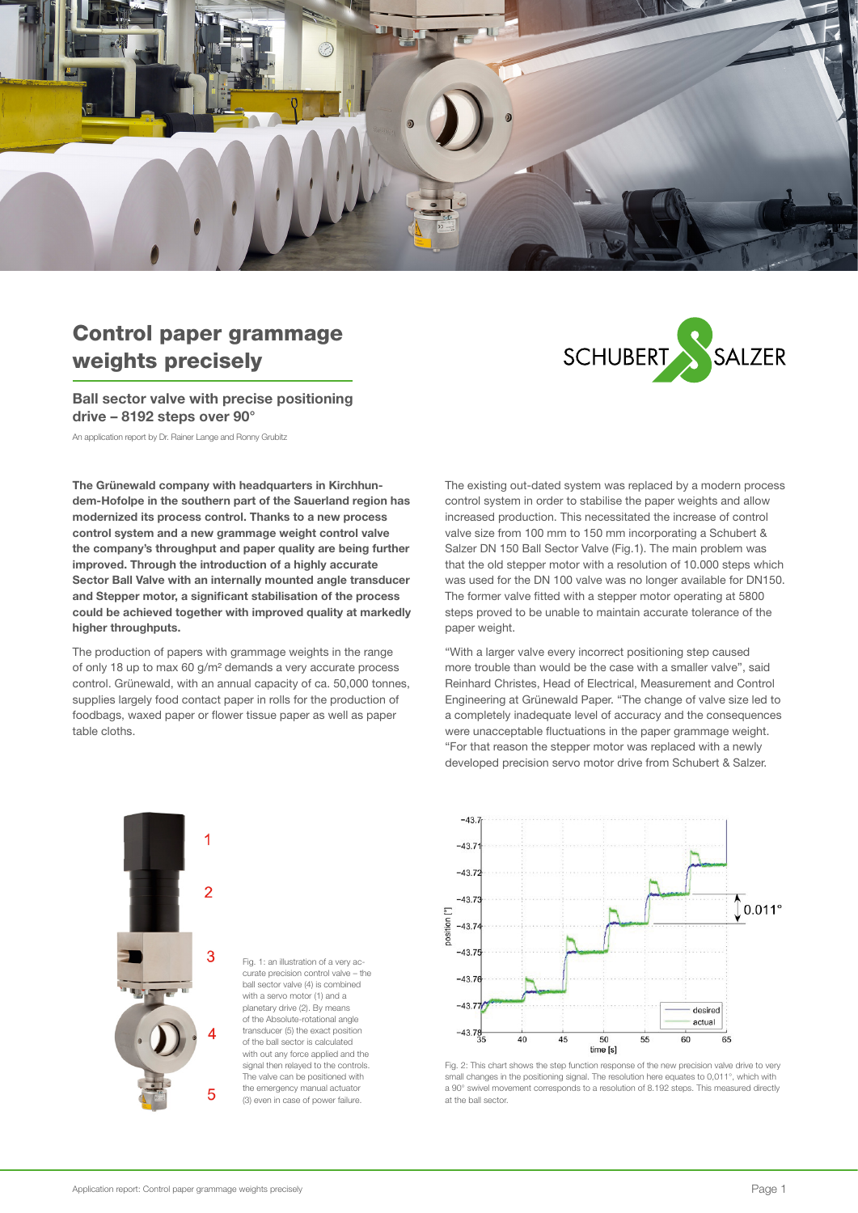# Control paper grammage weights precisely

## Ball sector valve with precise positioning drive – 8192 steps over 90°

An application report by Dr. Rainer Lange and Ronny Grubitz

**The Grünewald company with headquarters in Kirchhundem-Hofolpe in the southern part of the Sauerland region has modernized its process control. Thanks to a new process control system and a new grammage weight control valve the company's throughput and paper quality are being further improved. Through the introduction of a highly accurate Sector Ball Valve with an internally mounted angle transducer and Stepper motor, a significant stabilisation of the process could be achieved together with improved quality at markedly higher throughputs.**

The production of papers with grammage weights in the range of only 18 up to max 60 g/m² demands a very accurate process control. Grünewald, with an annual capacity of ca. 50,000 tonnes, supplies largely food contact paper in rolls for the production of foodbags, waxed paper or flower tissue paper as well as paper table cloths.

The existing out-dated system was replaced by a modern process control system in order to stabilise the paper weights and allow increased production. This necessitated the increase of control valve size from 100 mm to 150 mm incorporating a Schubert & Salzer DN 150 Ball Sector Valve (Fig.1). The main problem was that the old stepper motor with a resolution of 10.000 steps which was used for the DN 100 valve was no longer available for DN150. The former valve fitted with a stepper motor operating at 5800 steps proved to be unable to maintain accurate tolerance of the paper weight.

"With a larger valve every incorrect positioning step caused more trouble than would be the case with a smaller valve", said Reinhard Christes, Head of Electrical, Measurement and Control Engineering at Grünewald Paper. "The change of valve size led to a completely inadequate level of accuracy and the consequences were unacceptable fluctuations in the paper grammage weight. "For that reason the stepper motor was replaced with a newly developed precision servo motor drive from Schubert & Salzer.

Fig. 1: an illustration of a very accurate precision control valve – the ball sector valve (4) is combined with a servo motor (1) and a planetary drive (2). By means of the Absolute-rotational angle transducer (5) the exact position of the ball sector is calculated with out any force applied and the signal then relayed to the controls. The valve can be positioned with the emergency manual actuator (3) even in case of power failure.

Fig. 2: This chart shows the step function response of the new precision valve drive to very small changes in the positioning signal. The resolution here equates to 0,011°, which with a 90° swivel movement corresponds to a resolution of 8.192 steps. This measured directly at the ball sector.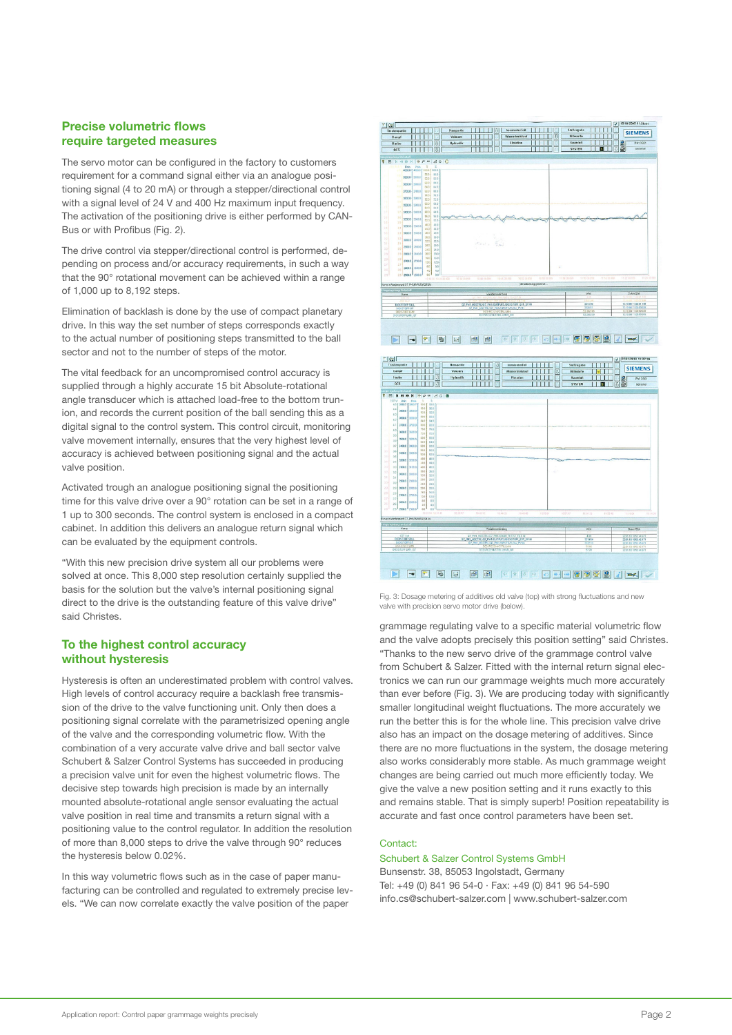## Precise volumetric flows require targeted measures

The servo motor can be configured in the factory to customers requirement for a command signal either via an analogue positioning signal (4 to 20 mA) or through a stepper/directional control with a signal level of 24 V and 400 Hz maximum input frequency. The activation of the positioning drive is either performed by CAN-Bus or with Profibus (Fig. 2).

The drive control via stepper/directional control is performed, depending on process and/or accuracy requirements, in such a way that the 90° rotational movement can be achieved within a range of 1,000 up to 8,192 steps.

Elimination of backlash is done by the use of compact planetary drive. In this way the set number of steps corresponds exactly to the actual number of positioning steps transmitted to the ball sector and not to the number of steps of the motor.

The vital feedback for an uncompromised control accuracy is supplied through a highly accurate 15 bit Absolute-rotational angle transducer which is attached load-free to the bottom trunion, and records the current position of the ball sending this as a digital signal to the control system. This control circuit, monitoring valve movement internally, ensures that the very highest level of accuracy is achieved between positioning signal and the actual valve position.

Activated trough an analogue positioning signal the positioning time for this valve drive over a 90° rotation can be set in a range of 1 up to 300 seconds. The control system is enclosed in a compact cabinet. In addition this delivers an analogue return signal which can be evaluated by the equipment controls.

"With this new precision drive system all our problems were solved at once. This 8,000 step resolution certainly supplied the basis for the solution but the valve's internal positioning signal direct to the drive is the outstanding feature of this valve drive" said Christes.

## To the highest control accuracy without hysteresis

Hysteresis is often an underestimated problem with control valves. High levels of control accuracy require a backlash free transmission of the drive to the valve functioning unit. Only then does a positioning signal correlate with the parametrizised opening angle of the valve and the corresponding volumetric flow. With the combination of a very accurate valve drive and ball sector valve Schubert & Salzer Control Systems has succeeded in producing a precision valve unit for even the highest volumetric flows. The decisive step towards high precision is made by an internally mounted absolute-rotational angle sensor evaluating the actual valve position in real time and transmits a return signal with a positioning value to the control regulator. In addition the resolution of more than 8,000 steps to drive the valve through 90° reduces the hysteresis below 0.02%.

In this way volumetric flows such as in the case of paper manufacturing can be controlled and regulated to extremely precise levels. "We can now correlate exactly the valve position of the paper grammage regulating valve to a specific material volumetric flow and the valve adopts precisely this position setting" said Christes. "Thanks to the new servo drive of the grammage control valve from Schubert & Salzer. Fitted with the internal return signal electronics we can run our grammage weights much more accurately than ever before (Fig. 3). We are producing today with significantly smaller longitudinal weight fluctuations. The more accurately we run the better this is for the whole line. This precision valve drive also has an impact on the dosage metering of additives. Since there are no more fluctuations in the system, the dosage metering also works considerably more stable. As much grammage weight changes are being carried out much more efficiently today. We give the valve a new position setting and it runs exactly to this and remains stable. That is simply superb! Position repeatability is accurate and fast once control parameters have been set.

Fig. 3: Dosage metering of additives old valve (top) with strong fluctuations and new valve with precision servo motor drive (below).

Contact:

Schubert & Salzer Control Systems GmbH
Bunsenstr. 38, 85053 Ingolstadt, Germany
Tel: +49 (0) 841 96 54-0 · Fax: +49 (0) 841 96 54-590
info.cs@schubert-salzer.com | www.schubert-salzer.com